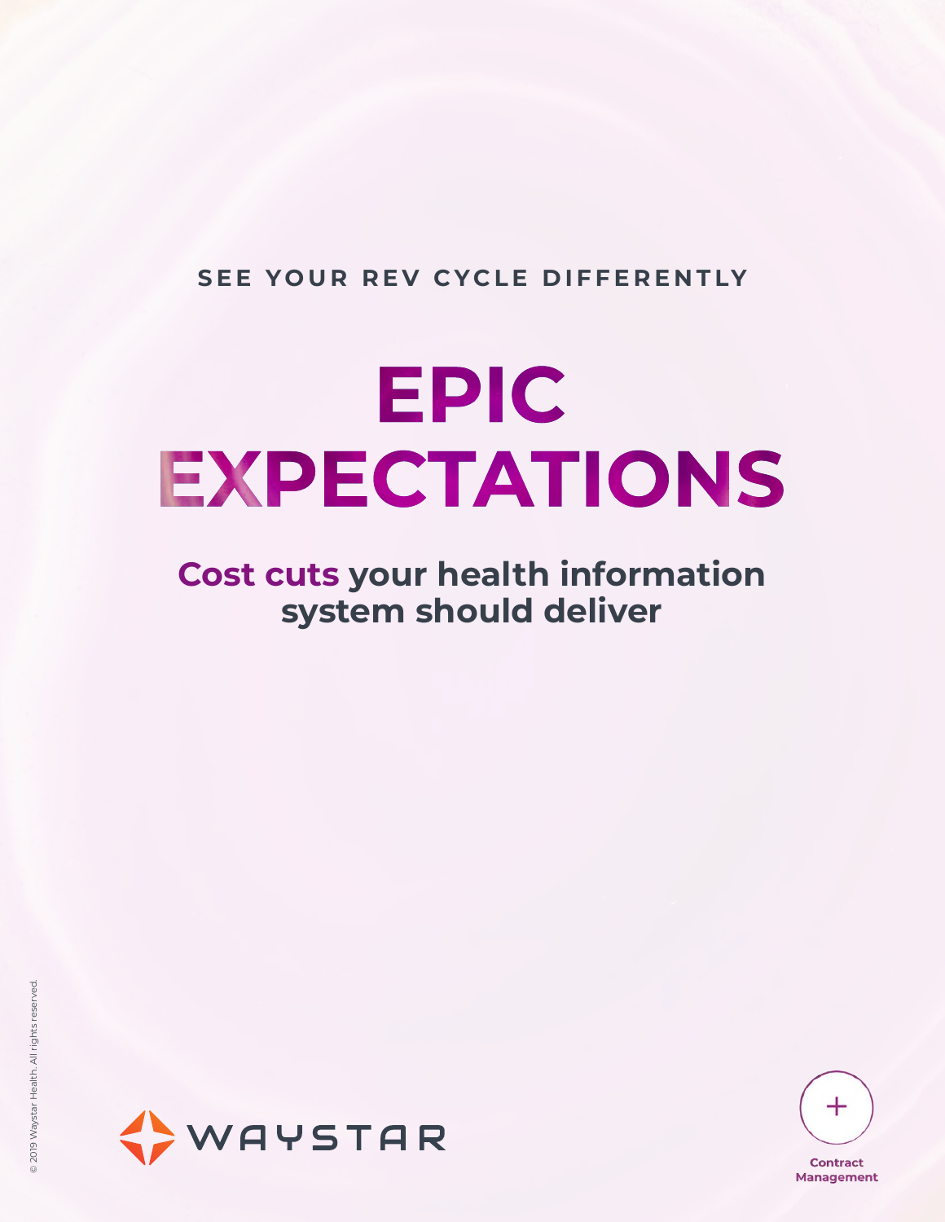SEE YOUR REV CYCLE DIFFERENTLY

# EPIC EXPECTATIONS

## Cost cuts your health information system should deliver

© 2019 Waystar Health. All rights reserved.

WAYSTAR

Contract Management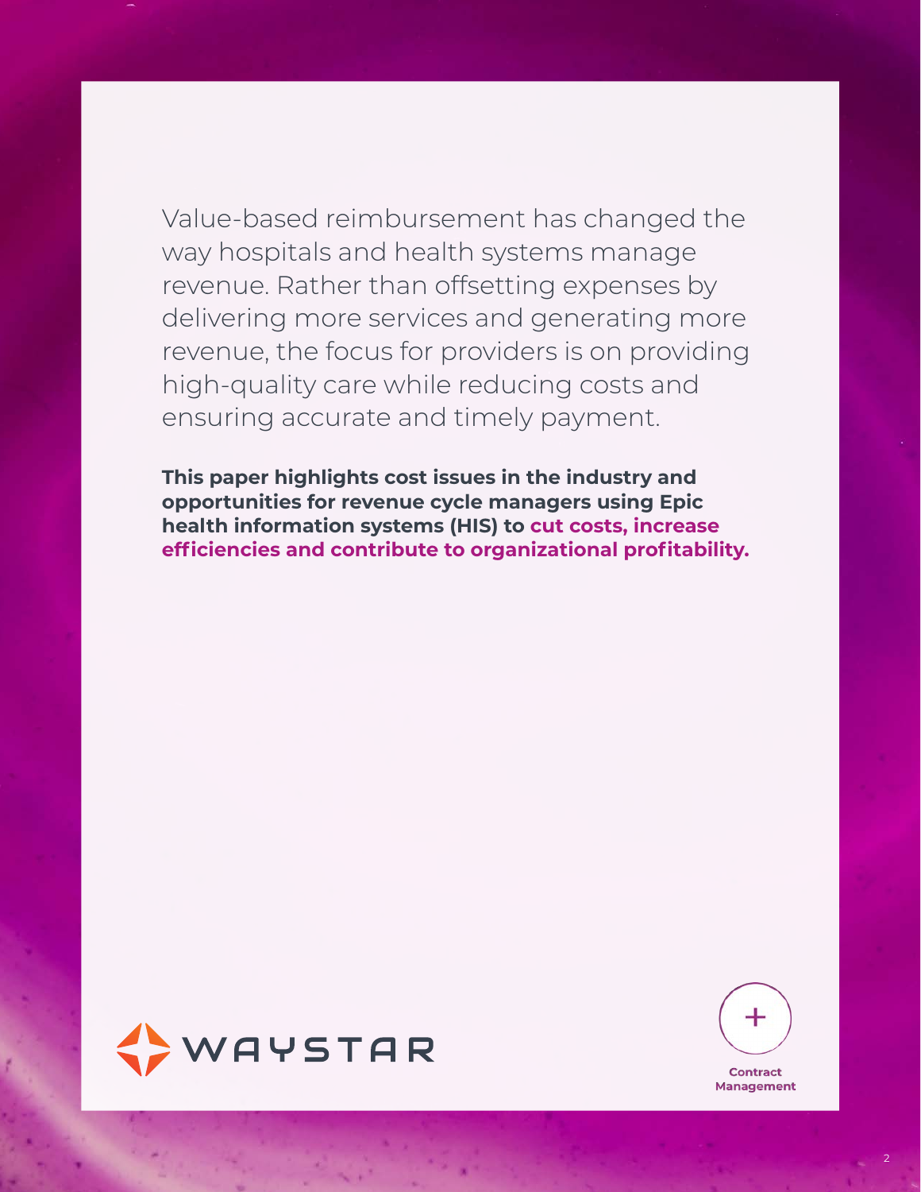Value-based reimbursement has changed the way hospitals and health systems manage revenue. Rather than offsetting expenses by delivering more services and generating more revenue, the focus for providers is on providing high-quality care while reducing costs and ensuring accurate and timely payment.

**This paper highlights cost issues in the industry and opportunities for revenue cycle managers using Epic health information systems (HIS) to cut costs, increase efficiencies and contribute to organizational profitability.**

WAYSTAR

Contract Management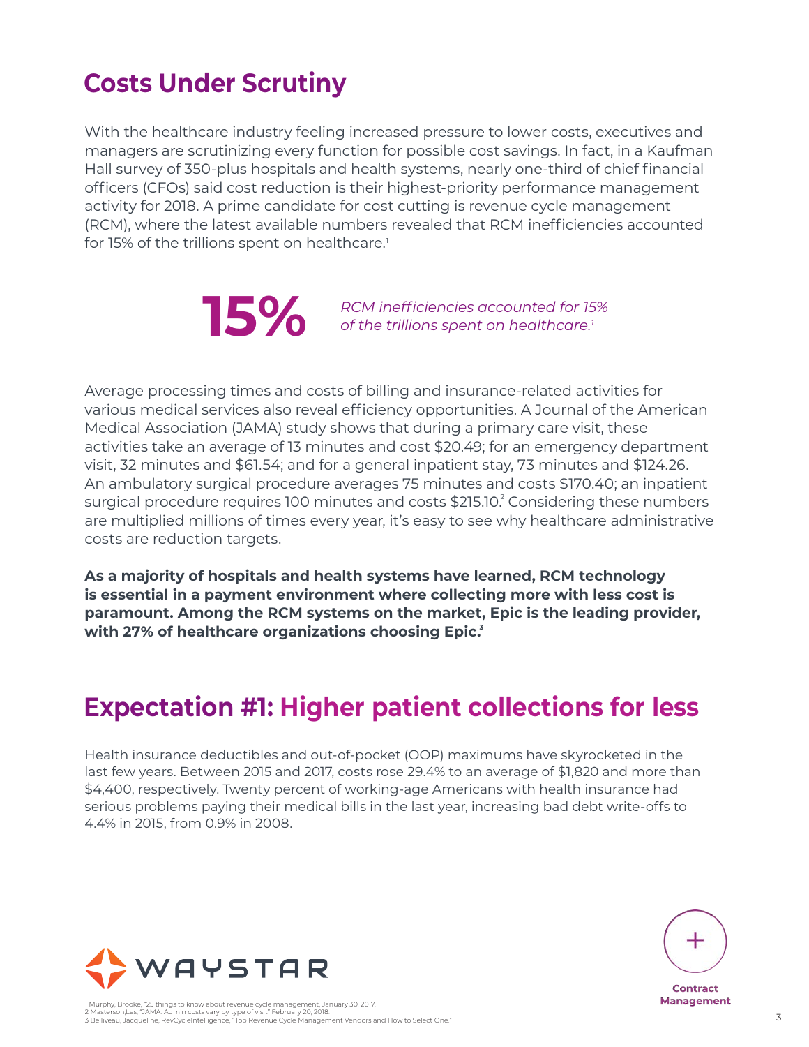## Costs Under Scrutiny

With the healthcare industry feeling increased pressure to lower costs, executives and managers are scrutinizing every function for possible cost savings. In fact, in a Kaufman Hall survey of 350-plus hospitals and health systems, nearly one-third of chief financial officers (CFOs) said cost reduction is their highest-priority performance management activity for 2018. A prime candidate for cost cutting is revenue cycle management (RCM), where the latest available numbers revealed that RCM inefficiencies accounted for 15% of the trillions spent on healthcare.[1]

**15%** *RCM inefficiencies accounted for 15% of the trillions spent on healthcare.*[1]

Average processing times and costs of billing and insurance-related activities for various medical services also reveal efficiency opportunities. A Journal of the American Medical Association (JAMA) study shows that during a primary care visit, these activities take an average of 13 minutes and cost $20.49; for an emergency department visit, 32 minutes and $61.54; and for a general inpatient stay, 73 minutes and $124.26. An ambulatory surgical procedure averages 75 minutes and costs $170.40; an inpatient surgical procedure requires 100 minutes and costs $215.10.[2] Considering these numbers are multiplied millions of times every year, it's easy to see why healthcare administrative costs are reduction targets.

**As a majority of hospitals and health systems have learned, RCM technology is essential in a payment environment where collecting more with less cost is paramount. Among the RCM systems on the market, Epic is the leading provider, with 27% of healthcare organizations choosing Epic.[3]**

## Expectation #1: Higher patient collections for less

Health insurance deductibles and out-of-pocket (OOP) maximums have skyrocketed in the last few years. Between 2015 and 2017, costs rose 29.4% to an average of $1,820 and more than $4,400, respectively. Twenty percent of working-age Americans with health insurance had serious problems paying their medical bills in the last year, increasing bad debt write-offs to 4.4% in 2015, from 0.9% in 2008.

Contract Management

1 Murphy, Brooke, "25 things to know about revenue cycle management, January 30, 2017.
2 Masterson,Les, "JAMA: Admin costs vary by type of visit" February 20, 2018.
3 Belliveau, Jacqueline, RevCycleIntelligence, "Top Revenue Cycle Management Vendors and How to Select One."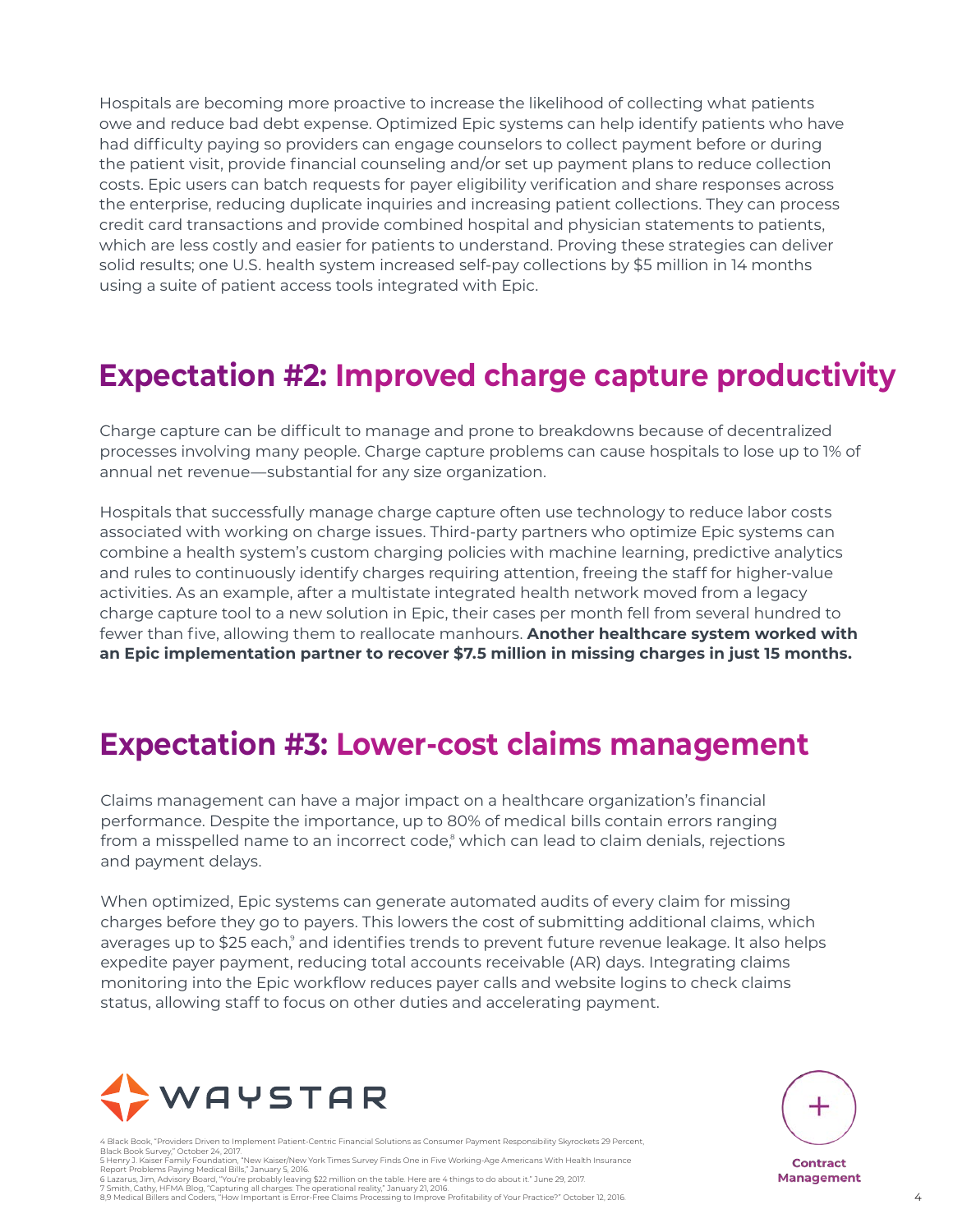Hospitals are becoming more proactive to increase the likelihood of collecting what patients owe and reduce bad debt expense. Optimized Epic systems can help identify patients who have had difficulty paying so providers can engage counselors to collect payment before or during the patient visit, provide financial counseling and/or set up payment plans to reduce collection costs. Epic users can batch requests for payer eligibility verification and share responses across the enterprise, reducing duplicate inquiries and increasing patient collections. They can process credit card transactions and provide combined hospital and physician statements to patients, which are less costly and easier for patients to understand. Proving these strategies can deliver solid results; one U.S. health system increased self-pay collections by $5 million in 14 months using a suite of patient access tools integrated with Epic.

## Expectation #2: Improved charge capture productivity

Charge capture can be difficult to manage and prone to breakdowns because of decentralized processes involving many people. Charge capture problems can cause hospitals to lose up to 1% of annual net revenue—substantial for any size organization.

Hospitals that successfully manage charge capture often use technology to reduce labor costs associated with working on charge issues. Third-party partners who optimize Epic systems can combine a health system's custom charging policies with machine learning, predictive analytics and rules to continuously identify charges requiring attention, freeing the staff for higher-value activities. As an example, after a multistate integrated health network moved from a legacy charge capture tool to a new solution in Epic, their cases per month fell from several hundred to fewer than five, allowing them to reallocate manhours. **Another healthcare system worked with an Epic implementation partner to recover $7.5 million in missing charges in just 15 months.**

## Expectation #3: Lower-cost claims management

Claims management can have a major impact on a healthcare organization's financial performance. Despite the importance, up to 80% of medical bills contain errors ranging from a misspelled name to an incorrect code,[8] which can lead to claim denials, rejections and payment delays.

When optimized, Epic systems can generate automated audits of every claim for missing charges before they go to payers. This lowers the cost of submitting additional claims, which averages up to $25 each,[9] and identifies trends to prevent future revenue leakage. It also helps expedite payer payment, reducing total accounts receivable (AR) days. Integrating claims monitoring into the Epic workflow reduces payer calls and website logins to check claims status, allowing staff to focus on other duties and accelerating payment.

WAYSTAR

4 Black Book, "Providers Driven to Implement Patient-Centric Financial Solutions as Consumer Payment Responsibility Skyrockets 29 Percent, Black Book Survey," October 24, 2017.
5 Henry J. Kaiser Family Foundation, "New Kaiser/New York Times Survey Finds One in Five Working-Age Americans With Health Insurance Report Problems Paying Medical Bills," January 5, 2016.
6 Lazarus, Jim, Advisory Board, "You're probably leaving $22 million on the table. Here are 4 things to do about it." June 29, 2017.
7 Smith, Cathy, HFMA Blog, "Capturing all charges: The operational reality," January 21, 2016.
8,9 Medical Billers and Coders, "How Important is Error-Free Claims Processing to Improve Profitability of Your Practice?" October 12, 2016.

Contract Management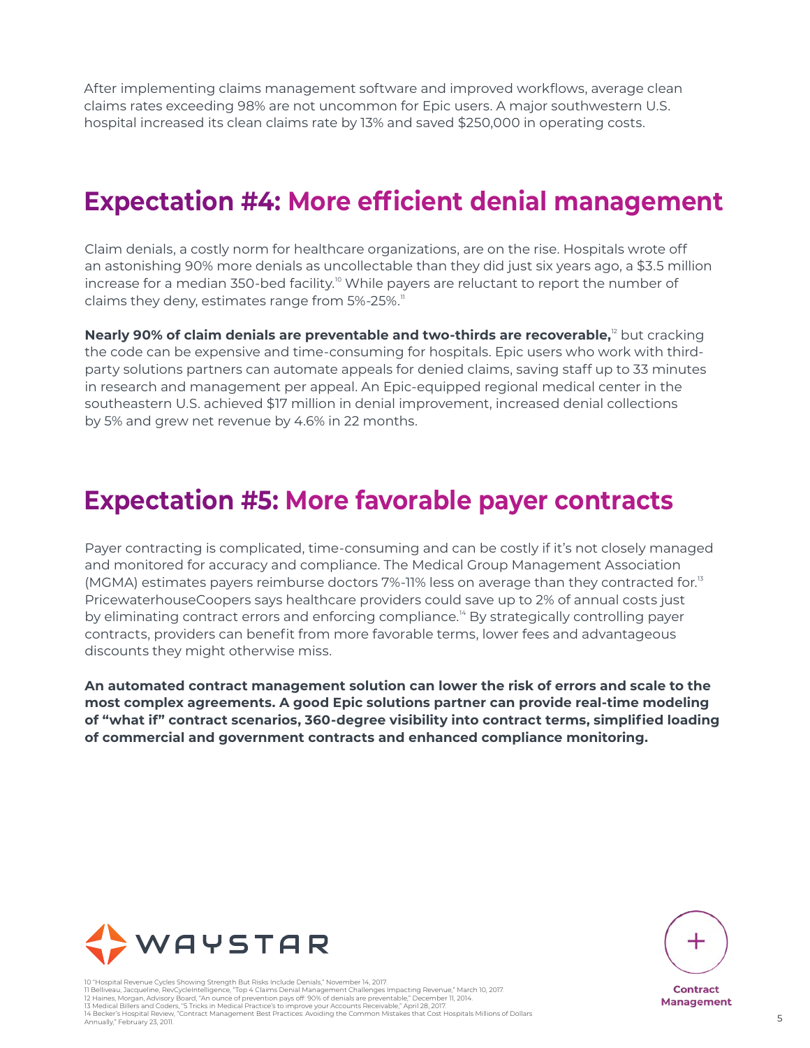After implementing claims management software and improved workflows, average clean claims rates exceeding 98% are not uncommon for Epic users. A major southwestern U.S. hospital increased its clean claims rate by 13% and saved $250,000 in operating costs.

## Expectation #4: More efficient denial management

Claim denials, a costly norm for healthcare organizations, are on the rise. Hospitals wrote off an astonishing 90% more denials as uncollectable than they did just six years ago, a $3.5 million increase for a median 350-bed facility.[10] While payers are reluctant to report the number of claims they deny, estimates range from 5%-25%.[11]

**Nearly 90% of claim denials are preventable and two-thirds are recoverable,**[12] but cracking the code can be expensive and time-consuming for hospitals. Epic users who work with third-party solutions partners can automate appeals for denied claims, saving staff up to 33 minutes in research and management per appeal. An Epic-equipped regional medical center in the southeastern U.S. achieved $17 million in denial improvement, increased denial collections by 5% and grew net revenue by 4.6% in 22 months.

## Expectation #5: More favorable payer contracts

Payer contracting is complicated, time-consuming and can be costly if it's not closely managed and monitored for accuracy and compliance. The Medical Group Management Association (MGMA) estimates payers reimburse doctors 7%-11% less on average than they contracted for.[13] PricewaterhouseCoopers says healthcare providers could save up to 2% of annual costs just by eliminating contract errors and enforcing compliance.[14] By strategically controlling payer contracts, providers can benefit from more favorable terms, lower fees and advantageous discounts they might otherwise miss.

**An automated contract management solution can lower the risk of errors and scale to the most complex agreements. A good Epic solutions partner can provide real-time modeling of "what if" contract scenarios, 360-degree visibility into contract terms, simplified loading of commercial and government contracts and enhanced compliance monitoring.**

WAYSTAR

Contract Management

10 "Hospital Revenue Cycles Showing Strength But Risks Include Denials," November 14, 2017.
11 Belliveau, Jacqueline, RevCycleIntelligence, "Top 4 Claims Denial Management Challenges Impacting Revenue," March 10, 2017.
12 Haines, Morgan, Advisory Board, "An ounce of prevention pays off: 90% of denials are preventable," December 11, 2014.
13 Medical Billers and Coders, "5 Tricks in Medical Practice's to improve your Accounts Receivable," April 28, 2017.
14 Becker's Hospital Review, "Contract Management Best Practices: Avoiding the Common Mistakes that Cost Hospitals Millions of Dollars Annually," February 23, 2011.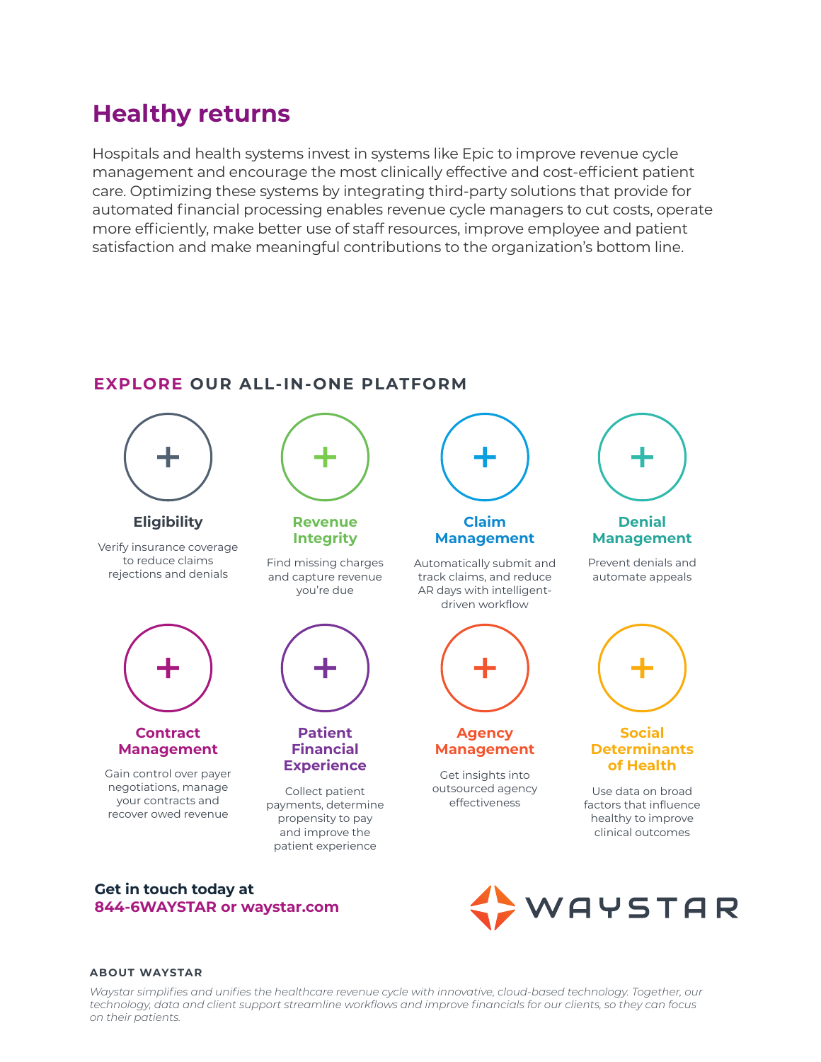## Healthy returns

Hospitals and health systems invest in systems like Epic to improve revenue cycle management and encourage the most clinically effective and cost-efficient patient care. Optimizing these systems by integrating third-party solutions that provide for automated financial processing enables revenue cycle managers to cut costs, operate more efficiently, make better use of staff resources, improve employee and patient satisfaction and make meaningful contributions to the organization's bottom line.

### EXPLORE OUR ALL-IN-ONE PLATFORM

**Eligibility**

Verify insurance coverage to reduce claims rejections and denials

**Revenue Integrity**

Find missing charges and capture revenue you're due

**Claim Management**

Automatically submit and track claims, and reduce AR days with intelligent-driven workflow

**Denial Management**

Prevent denials and automate appeals

**Contract Management**

Gain control over payer negotiations, manage your contracts and recover owed revenue

**Patient Financial Experience**

Collect patient payments, determine propensity to pay and improve the patient experience

**Agency Management**

Get insights into outsourced agency effectiveness

**Social Determinants of Health**

Use data on broad factors that influence healthy to improve clinical outcomes

**Get in touch today at**
**844-6WAYSTAR or waystar.com**

WAYSTAR

**ABOUT WAYSTAR**

*Waystar simplifies and unifies the healthcare revenue cycle with innovative, cloud-based technology. Together, our technology, data and client support streamline workflows and improve financials for our clients, so they can focus on their patients.*